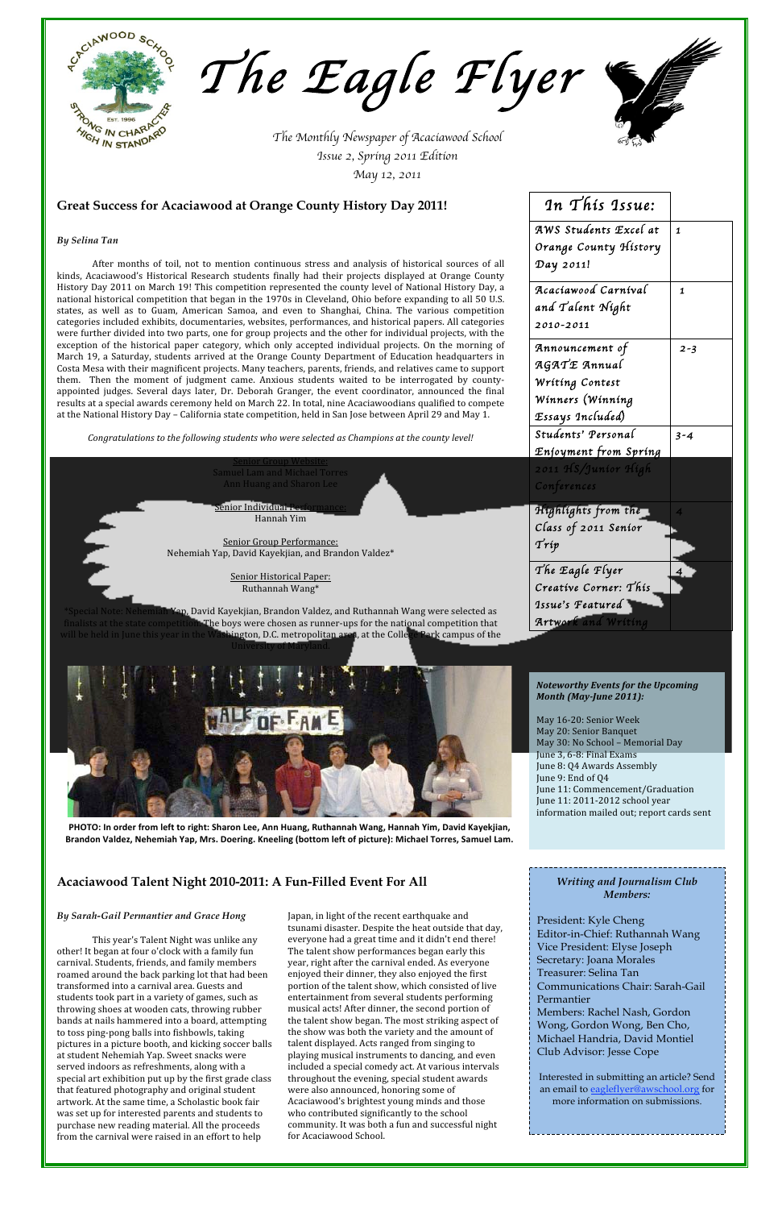# The Eagle Flyer

*The Monthly Newspaper of Acaciawood School*
*Issue 2, Spring 2011 Edition*
*May 12, 2011*

| In This Issue: | |
|---|---|
| AWS Students Excel at Orange County History Day 2011! | 1 |
| Acaciawood Carnival and Talent Night 2010-2011 | 1 |
| Announcement of AGATE Annual Writing Contest Winners (Winning Essays Included) | 2-3 |
| Students' Personal Enjoyment from Spring 2011 HS/Junior High Conferences | 3-4 |
| Highlights from the Class of 2011 Senior Trip | 4 |
| The Eagle Flyer Creative Corner: This Issue's Featured Artwork and Writing | 4 |

## Great Success for Acaciawood at Orange County History Day 2011!

*By Selina Tan*

After months of toil, not to mention continuous stress and analysis of historical sources of all kinds, Acaciawood's Historical Research students finally had their projects displayed at Orange County History Day 2011 on March 19! This competition represented the county level of National History Day, a national historical competition that began in the 1970s in Cleveland, Ohio before expanding to all 50 U.S. states, as well as to Guam, American Samoa, and even to Shanghai, China. The various competition categories included exhibits, documentaries, websites, performances, and historical papers. All categories were further divided into two parts, one for group projects and the other for individual projects, with the exception of the historical paper category, which only accepted individual projects. On the morning of March 19, a Saturday, students arrived at the Orange County Department of Education headquarters in Costa Mesa with their magnificent projects. Many teachers, parents, friends, and relatives came to support them. Then the moment of judgment came. Anxious students waited to be interrogated by county-appointed judges. Several days later, Dr. Deborah Granger, the event coordinator, announced the final results at a special awards ceremony held on March 22. In total, nine Acaciawoodians qualified to compete at the National History Day – California state competition, held in San Jose between April 29 and May 1.

*Congratulations to the following students who were selected as Champions at the county level!*

Senior Group Website:
Samuel Lam and Michael Torres
Ann Huang and Sharon Lee

Senior Individual Performance:
Hannah Yim

Senior Group Performance:
Nehemiah Yap, David Kayekjian, and Brandon Valdez*

Senior Historical Paper:
Ruthannah Wang*

*Special Note: Nehemiah Yap, David Kayekjian, Brandon Valdez, and Ruthannah Wang were selected as finalists at the state competition. The boys were chosen as runner-ups for the national competition that will be held in June this year in the Washington, D.C. metropolitan area, at the College Park campus of the University of Maryland.

**PHOTO: In order from left to right: Sharon Lee, Ann Huang, Ruthannah Wang, Hannah Yim, David Kayekjian, Brandon Valdez, Nehemiah Yap, Mrs. Doering. Kneeling (bottom left of picture): Michael Torres, Samuel Lam.**

***Noteworthy Events for the Upcoming Month (May-June 2011):***

May 16-20: Senior Week
May 20: Senior Banquet
May 30: No School – Memorial Day
June 3, 6-8: Final Exams
June 8: Q4 Awards Assembly
June 9: End of Q4
June 11: Commencement/Graduation
June 11: 2011-2012 school year information mailed out; report cards sent

## Acaciawood Talent Night 2010-2011: A Fun-Filled Event For All

*By Sarah-Gail Permantier and Grace Hong*

This year's Talent Night was unlike any other! It began at four o'clock with a family fun carnival. Students, friends, and family members roamed around the back parking lot that had been transformed into a carnival area. Guests and students took part in a variety of games, such as throwing shoes at wooden cats, throwing rubber bands at nails hammered into a board, attempting to toss ping-pong balls into fishbowls, taking pictures in a picture booth, and kicking soccer balls at student Nehemiah Yap. Sweet snacks were served indoors as refreshments, along with a special art exhibition put up by the first grade class that featured photography and original student artwork. At the same time, a Scholastic book fair was set up for interested parents and students to purchase new reading material. All the proceeds from the carnival were raised in an effort to help Japan, in light of the recent earthquake and tsunami disaster. Despite the heat outside that day, everyone had a great time and it didn't end there! The talent show performances began early this year, right after the carnival ended. As everyone enjoyed their dinner, they also enjoyed the first portion of the talent show, which consisted of live entertainment from several students performing musical acts! After dinner, the second portion of the talent show began. The most striking aspect of the show was both the variety and the amount of talent displayed. Acts ranged from singing to playing musical instruments to dancing, and even included a special comedy act. At various intervals throughout the evening, special student awards were also announced, honoring some of Acaciawood's brightest young minds and those who contributed significantly to the school community. It was both a fun and successful night for Acaciawood School.

***Writing and Journalism Club Members:***

President: Kyle Cheng
Editor-in-Chief: Ruthannah Wang
Vice President: Elyse Joseph
Secretary: Joana Morales
Treasurer: Selina Tan
Communications Chair: Sarah-Gail Permantier
Members: Rachel Nash, Gordon Wong, Gordon Wong, Ben Cho, Michael Handria, David Montiel
Club Advisor: Jesse Cope

Interested in submitting an article? Send an email to eagleflyer@awschool.org for more information on submissions.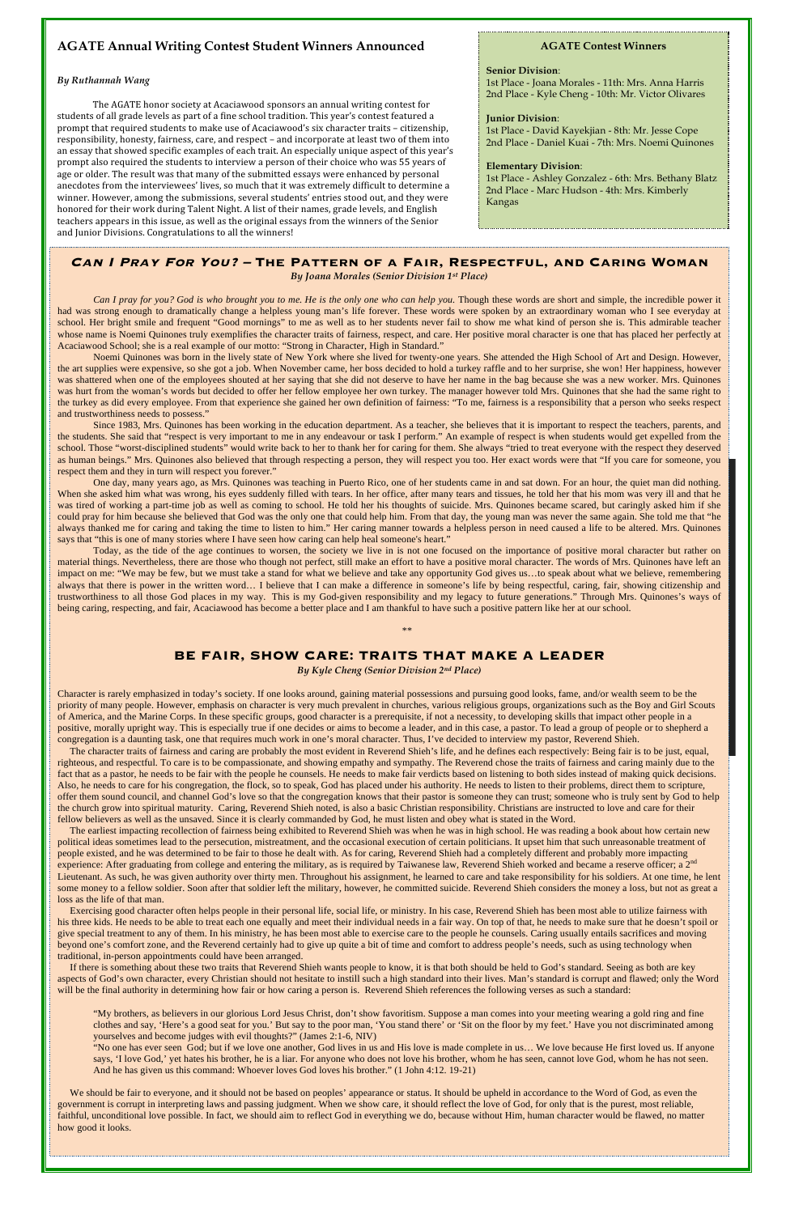## AGATE Annual Writing Contest Student Winners Announced

*By Ruthannah Wang*

The AGATE honor society at Acaciawood sponsors an annual writing contest for students of all grade levels as part of a fine school tradition. This year's contest featured a prompt that required students to make use of Acaciawood's six character traits – citizenship, responsibility, honesty, fairness, care, and respect – and incorporate at least two of them into an essay that showed specific examples of each trait. An especially unique aspect of this year's prompt also required the students to interview a person of their choice who was 55 years of age or older. The result was that many of the submitted essays were enhanced by personal anecdotes from the interviewees' lives, so much that it was extremely difficult to determine a winner. However, among the submissions, several students' entries stood out, and they were honored for their work during Talent Night. A list of their names, grade levels, and English teachers appears in this issue, as well as the original essays from the winners of the Senior and Junior Divisions. Congratulations to all the winners!

### AGATE Contest Winners

**Senior Division**:
1st Place - Joana Morales - 11th: Mrs. Anna Harris
2nd Place - Kyle Cheng - 10th: Mr. Victor Olivares

**Junior Division**:
1st Place - David Kayekjian - 8th: Mr. Jesse Cope
2nd Place - Daniel Kuai - 7th: Mrs. Noemi Quinones

**Elementary Division**:
1st Place - Ashley Gonzalez - 6th: Mrs. Bethany Blatz
2nd Place - Marc Hudson - 4th: Mrs. Kimberly Kangas

## *Can I Pray For You?* – The Pattern of a Fair, Respectful, and Caring Woman

*By Joana Morales (Senior Division 1st Place)*

*Can I pray for you? God is who brought you to me. He is the only one who can help you.* Though these words are short and simple, the incredible power it had was strong enough to dramatically change a helpless young man's life forever. These words were spoken by an extraordinary woman who I see everyday at school. Her bright smile and frequent "Good mornings" to me as well as to her students never fail to show me what kind of person she is. This admirable teacher whose name is Noemi Quinones truly exemplifies the character traits of fairness, respect, and care. Her positive moral character is one that has placed her perfectly at Acaciawood School; she is a real example of our motto: "Strong in Character, High in Standard."

Noemi Quinones was born in the lively state of New York where she lived for twenty-one years. She attended the High School of Art and Design. However, the art supplies were expensive, so she got a job. When November came, her boss decided to hold a turkey raffle and to her surprise, she won! Her happiness, however was shattered when one of the employees shouted at her saying that she did not deserve to have her name in the bag because she was a new worker. Mrs. Quinones was hurt from the woman's words but decided to offer her fellow employee her own turkey. The manager however told Mrs. Quinones that she had the same right to the turkey as did every employee. From that experience she gained her own definition of fairness: "To me, fairness is a responsibility that a person who seeks respect and trustworthiness needs to possess."

Since 1983, Mrs. Quinones has been working in the education department. As a teacher, she believes that it is important to respect the teachers, parents, and the students. She said that "respect is very important to me in any endeavour or task I perform." An example of respect is when students would get expelled from the school. Those "worst-disciplined students" would write back to her to thank her for caring for them. She always "tried to treat everyone with the respect they deserved as human beings." Mrs. Quinones also believed that through respecting a person, they will respect you too. Her exact words were that "If you care for someone, you respect them and they in turn will respect you forever."

One day, many years ago, as Mrs. Quinones was teaching in Puerto Rico, one of her students came in and sat down. For an hour, the quiet man did nothing. When she asked him what was wrong, his eyes suddenly filled with tears. In her office, after many tears and tissues, he told her that his mom was very ill and that he was tired of working a part-time job as well as coming to school. He told her his thoughts of suicide. Mrs. Quinones became scared, but caringly asked him if she could pray for him because she believed that God was the only one that could help him. From that day, the young man was never the same again. She told me that "he always thanked me for caring and taking the time to listen to him." Her caring manner towards a helpless person in need caused a life to be altered. Mrs. Quinones says that "this is one of many stories where I have seen how caring can help heal someone's heart."

Today, as the tide of the age continues to worsen, the society we live in is not one focused on the importance of positive moral character but rather on material things. Nevertheless, there are those who though not perfect, still make an effort to have a positive moral character. The words of Mrs. Quinones have left an impact on me: "We may be few, but we must take a stand for what we believe and take any opportunity God gives us…to speak about what we believe, remembering always that there is power in the written word… I believe that I can make a difference in someone's life by being respectful, caring, fair, showing citizenship and trustworthiness to all those God places in my way. This is my God-given responsibility and my legacy to future generations." Through Mrs. Quinones's ways of being caring, respecting, and fair, Acaciawood has become a better place and I am thankful to have such a positive pattern like her at our school.

**

## BE FAIR, SHOW CARE: TRAITS THAT MAKE A LEADER

*By Kyle Cheng (Senior Division 2nd Place)*

Character is rarely emphasized in today's society. If one looks around, gaining material possessions and pursuing good looks, fame, and/or wealth seem to be the priority of many people. However, emphasis on character is very much prevalent in churches, various religious groups, organizations such as the Boy and Girl Scouts of America, and the Marine Corps. In these specific groups, good character is a prerequisite, if not a necessity, to developing skills that impact other people in a positive, morally upright way. This is especially true if one decides or aims to become a leader, and in this case, a pastor. To lead a group of people or to shepherd a congregation is a daunting task, one that requires much work in one's moral character. Thus, I've decided to interview my pastor, Reverend Shieh.

The character traits of fairness and caring are probably the most evident in Reverend Shieh's life, and he defines each respectively: Being fair is to be just, equal, righteous, and respectful. To care is to be compassionate, and showing empathy and sympathy. The Reverend chose the traits of fairness and caring mainly due to the fact that as a pastor, he needs to be fair with the people he counsels. He needs to make fair verdicts based on listening to both sides instead of making quick decisions. Also, he needs to care for his congregation, the flock, so to speak, God has placed under his authority. He needs to listen to their problems, direct them to scripture, offer them sound council, and channel God's love so that the congregation knows that their pastor is someone they can trust; someone who is truly sent by God to help the church grow into spiritual maturity. Caring, Reverend Shieh noted, is also a basic Christian responsibility. Christians are instructed to love and care for their fellow believers as well as the unsaved. Since it is clearly commanded by God, he must listen and obey what is stated in the Word.

The earliest impacting recollection of fairness being exhibited to Reverend Shieh was when he was in high school. He was reading a book about how certain new political ideas sometimes lead to the persecution, mistreatment, and the occasional execution of certain politicians. It upset him that such unreasonable treatment of people existed, and he was determined to be fair to those he dealt with. As for caring, Reverend Shieh had a completely different and probably more impacting experience: After graduating from college and entering the military, as is required by Taiwanese law, Reverend Shieh worked and became a reserve officer; a 2nd Lieutenant. As such, he was given authority over thirty men. Throughout his assignment, he learned to care and take responsibility for his soldiers. At one time, he lent some money to a fellow soldier. Soon after that soldier left the military, however, he committed suicide. Reverend Shieh considers the money a loss, but not as great a loss as the life of that man.

Exercising good character often helps people in their personal life, social life, or ministry. In his case, Reverend Shieh has been most able to utilize fairness with his three kids. He needs to be able to treat each one equally and meet their individual needs in a fair way. On top of that, he needs to make sure that he doesn't spoil or give special treatment to any of them. In his ministry, he has been most able to exercise care to the people he counsels. Caring usually entails sacrifices and moving beyond one's comfort zone, and the Reverend certainly had to give up quite a bit of time and comfort to address people's needs, such as using technology when traditional, in-person appointments could have been arranged.

If there is something about these two traits that Reverend Shieh wants people to know, it is that both should be held to God's standard. Seeing as both are key aspects of God's own character, every Christian should not hesitate to instill such a high standard into their lives. Man's standard is corrupt and flawed; only the Word will be the final authority in determining how fair or how caring a person is. Reverend Shieh references the following verses as such a standard:

> "My brothers, as believers in our glorious Lord Jesus Christ, don't show favoritism. Suppose a man comes into your meeting wearing a gold ring and fine clothes and say, 'Here's a good seat for you.' But say to the poor man, 'You stand there' or 'Sit on the floor by my feet.' Have you not discriminated among yourselves and become judges with evil thoughts?" (James 2:1-6, NIV)
>
> "No one has ever seen God; but if we love one another, God lives in us and His love is made complete in us… We love because He first loved us. If anyone says, 'I love God,' yet hates his brother, he is a liar. For anyone who does not love his brother, whom he has seen, cannot love God, whom he has not seen. And he has given us this command: Whoever loves God loves his brother." (1 John 4:12. 19-21)

We should be fair to everyone, and it should not be based on peoples' appearance or status. It should be upheld in accordance to the Word of God, as even the government is corrupt in interpreting laws and passing judgment. When we show care, it should reflect the love of God, for only that is the purest, most reliable, faithful, unconditional love possible. In fact, we should aim to reflect God in everything we do, because without Him, human character would be flawed, no matter how good it looks.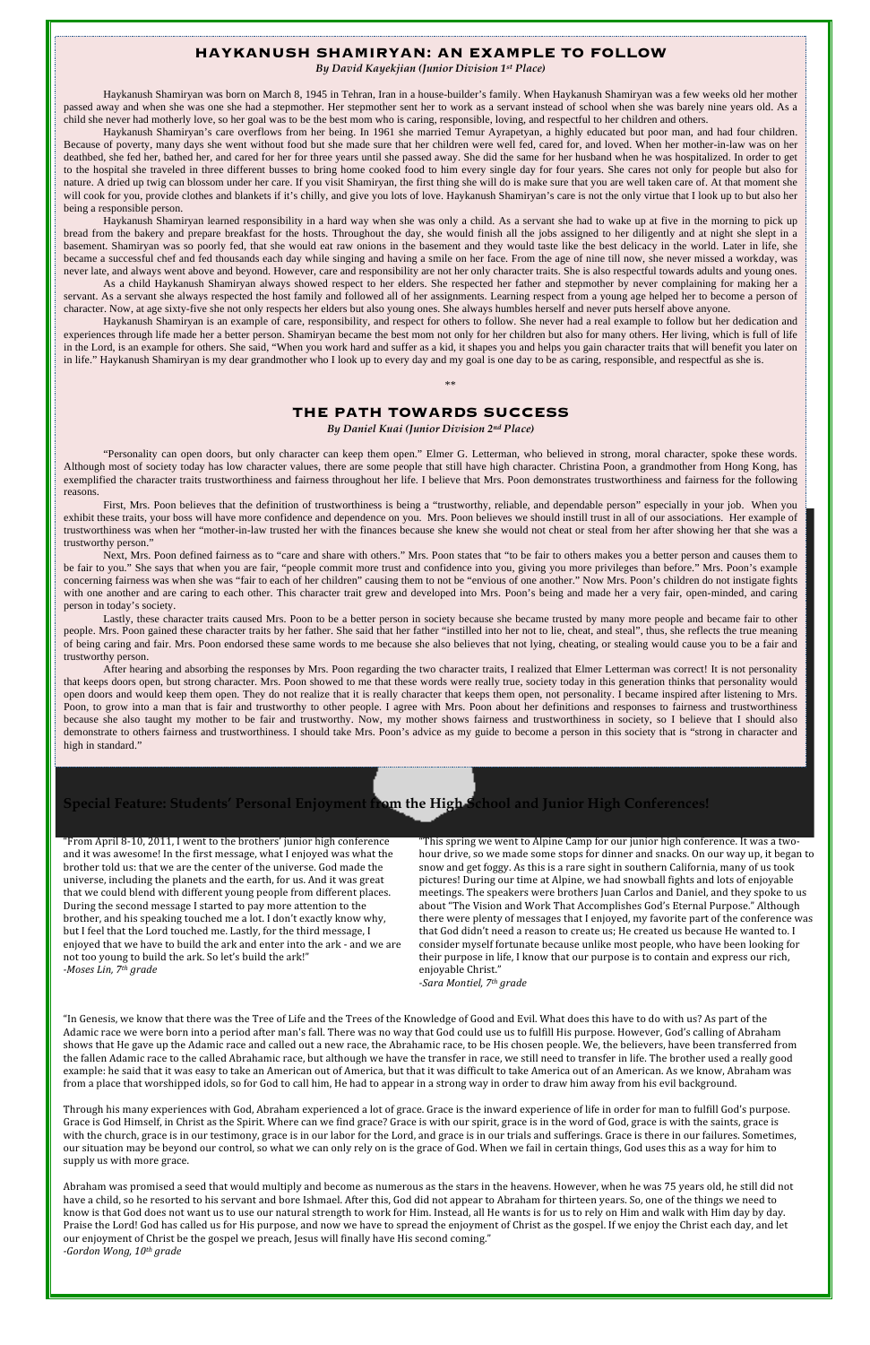## HAYKANUSH SHAMIRYAN: AN EXAMPLE TO FOLLOW

*By David Kayekjian (Junior Division 1st Place)*

Haykanush Shamiryan was born on March 8, 1945 in Tehran, Iran in a house-builder's family. When Haykanush Shamiryan was a few weeks old her mother passed away and when she was one she had a stepmother. Her stepmother sent her to work as a servant instead of school when she was barely nine years old. As a child she never had motherly love, so her goal was to be the best mom who is caring, responsible, loving, and respectful to her children and others.

Haykanush Shamiryan's care overflows from her being. In 1961 she married Temur Ayrapetyan, a highly educated but poor man, and had four children. Because of poverty, many days she went without food but she made sure that her children were well fed, cared for, and loved. When her mother-in-law was on her deathbed, she fed her, bathed her, and cared for her for three years until she passed away. She did the same for her husband when he was hospitalized. In order to get to the hospital she traveled in three different busses to bring home cooked food to him every single day for four years. She cares not only for people but also for nature. A dried up twig can blossom under her care. If you visit Shamiryan, the first thing she will do is make sure that you are well taken care of. At that moment she will cook for you, provide clothes and blankets if it's chilly, and give you lots of love. Haykanush Shamiryan's care is not the only virtue that I look up to but also her being a responsible person.

Haykanush Shamiryan learned responsibility in a hard way when she was only a child. As a servant she had to wake up at five in the morning to pick up bread from the bakery and prepare breakfast for the hosts. Throughout the day, she would finish all the jobs assigned to her diligently and at night she slept in a basement. Shamiryan was so poorly fed, that she would eat raw onions in the basement and they would taste like the best delicacy in the world. Later in life, she became a successful chef and fed thousands each day while singing and having a smile on her face. From the age of nine till now, she never missed a workday, was never late, and always went above and beyond. However, care and responsibility are not her only character traits. She is also respectful towards adults and young ones.

As a child Haykanush Shamiryan always showed respect to her elders. She respected her father and stepmother by never complaining for making her a servant. As a servant she always respected the host family and followed all of her assignments. Learning respect from a young age helped her to become a person of character. Now, at age sixty-five she not only respects her elders but also young ones. She always humbles herself and never puts herself above anyone.

Haykanush Shamiryan is an example of care, responsibility, and respect for others to follow. She never had a real example to follow but her dedication and experiences through life made her a better person. Shamiryan became the best mom not only for her children but also for many others. Her living, which is full of life in the Lord, is an example for others. She said, "When you work hard and suffer as a kid, it shapes you and helps you gain character traits that will benefit you later on in life." Haykanush Shamiryan is my dear grandmother who I look up to every day and my goal is one day to be as caring, responsible, and respectful as she is.

**

## THE PATH TOWARDS SUCCESS

*By Daniel Kuai (Junior Division 2nd Place)*

"Personality can open doors, but only character can keep them open." Elmer G. Letterman, who believed in strong, moral character, spoke these words. Although most of society today has low character values, there are some people that still have high character. Christina Poon, a grandmother from Hong Kong, has exemplified the character traits trustworthiness and fairness throughout her life. I believe that Mrs. Poon demonstrates trustworthiness and fairness for the following reasons.

First, Mrs. Poon believes that the definition of trustworthiness is being a "trustworthy, reliable, and dependable person" especially in your job. When you exhibit these traits, your boss will have more confidence and dependence on you. Mrs. Poon believes we should instill trust in all of our associations. Her example of trustworthiness was when her "mother-in-law trusted her with the finances because she knew she would not cheat or steal from her after showing her that she was a trustworthy person."

Next, Mrs. Poon defined fairness as to "care and share with others." Mrs. Poon states that "to be fair to others makes you a better person and causes them to be fair to you." She says that when you are fair, "people commit more trust and confidence into you, giving you more privileges than before." Mrs. Poon's example concerning fairness was when she was "fair to each of her children" causing them to not be "envious of one another." Now Mrs. Poon's children do not instigate fights with one another and are caring to each other. This character trait grew and developed into Mrs. Poon's being and made her a very fair, open-minded, and caring person in today's society.

Lastly, these character traits caused Mrs. Poon to be a better person in society because she became trusted by many more people and became fair to other people. Mrs. Poon gained these character traits by her father. She said that her father "instilled into her not to lie, cheat, and steal", thus, she reflects the true meaning of being caring and fair. Mrs. Poon endorsed these same words to me because she also believes that not lying, cheating, or stealing would cause you to be a fair and trustworthy person.

After hearing and absorbing the responses by Mrs. Poon regarding the two character traits, I realized that Elmer Letterman was correct! It is not personality that keeps doors open, but strong character. Mrs. Poon showed to me that these words were really true, society today in this generation thinks that personality would open doors and would keep them open. They do not realize that it is really character that keeps them open, not personality. I became inspired after listening to Mrs. Poon, to grow into a man that is fair and trustworthy to other people. I agree with Mrs. Poon about her definitions and responses to fairness and trustworthiness because she also taught my mother to be fair and trustworthy. Now, my mother shows fairness and trustworthiness in society, so I believe that I should also demonstrate to others fairness and trustworthiness. I should take Mrs. Poon's advice as my guide to become a person in this society that is "strong in character and high in standard."

## Special Feature: Students' Personal Enjoyment from the High School and Junior High Conferences!

"From April 8-10, 2011, I went to the brothers' junior high conference and it was awesome! In the first message, what I enjoyed was what the brother told us: that we are the center of the universe. God made the universe, including the planets and the earth, for us. And it was great that we could blend with different young people from different places. During the second message I started to pay more attention to the brother, and his speaking touched me a lot. I don't exactly know why, but I feel that the Lord touched me. Lastly, for the third message, I enjoyed that we have to build the ark and enter into the ark - and we are not too young to build the ark. So let's build the ark!"
*-Moses Lin, 7th grade*

"This spring we went to Alpine Camp for our junior high conference. It was a two-hour drive, so we made some stops for dinner and snacks. On our way up, it began to snow and get foggy. As this is a rare sight in southern California, many of us took pictures! During our time at Alpine, we had snowball fights and lots of enjoyable meetings. The speakers were brothers Juan Carlos and Daniel, and they spoke to us about "The Vision and Work That Accomplishes God's Eternal Purpose." Although there were plenty of messages that I enjoyed, my favorite part of the conference was that God didn't need a reason to create us; He created us because He wanted to. I consider myself fortunate because unlike most people, who have been looking for their purpose in life, I know that our purpose is to contain and express our rich, enjoyable Christ."
*-Sara Montiel, 7th grade*

"In Genesis, we know that there was the Tree of Life and the Trees of the Knowledge of Good and Evil. What does this have to do with us? As part of the Adamic race we were born into a period after man's fall. There was no way that God could use us to fulfill His purpose. However, God's calling of Abraham shows that He gave up the Adamic race and called out a new race, the Abrahamic race, to be His chosen people. We, the believers, have been transferred from the fallen Adamic race to the called Abrahamic race, but although we have the transfer in race, we still need to transfer in life. The brother used a really good example: he said that it was easy to take an American out of America, but that it was difficult to take America out of an American. As we know, Abraham was from a place that worshipped idols, so for God to call him, He had to appear in a strong way in order to draw him away from his evil background.

Through his many experiences with God, Abraham experienced a lot of grace. Grace is the inward experience of life in order for man to fulfill God's purpose. Grace is God Himself, in Christ as the Spirit. Where can we find grace? Grace is with our spirit, grace is in the word of God, grace is with the saints, grace is with the church, grace is in our testimony, grace is in our labor for the Lord, and grace is in our trials and sufferings. Grace is there in our failures. Sometimes, our situation may be beyond our control, so what we can only rely on is the grace of God. When we fail in certain things, God uses this as a way for him to supply us with more grace.

Abraham was promised a seed that would multiply and become as numerous as the stars in the heavens. However, when he was 75 years old, he still did not have a child, so he resorted to his servant and bore Ishmael. After this, God did not appear to Abraham for thirteen years. So, one of the things we need to know is that God does not want us to use our natural strength to work for Him. Instead, all He wants is for us to rely on Him and walk with Him day by day. Praise the Lord! God has called us for His purpose, and now we have to spread the enjoyment of Christ as the gospel. If we enjoy the Christ each day, and let our enjoyment of Christ be the gospel we preach, Jesus will finally have His second coming."
*-Gordon Wong, 10th grade*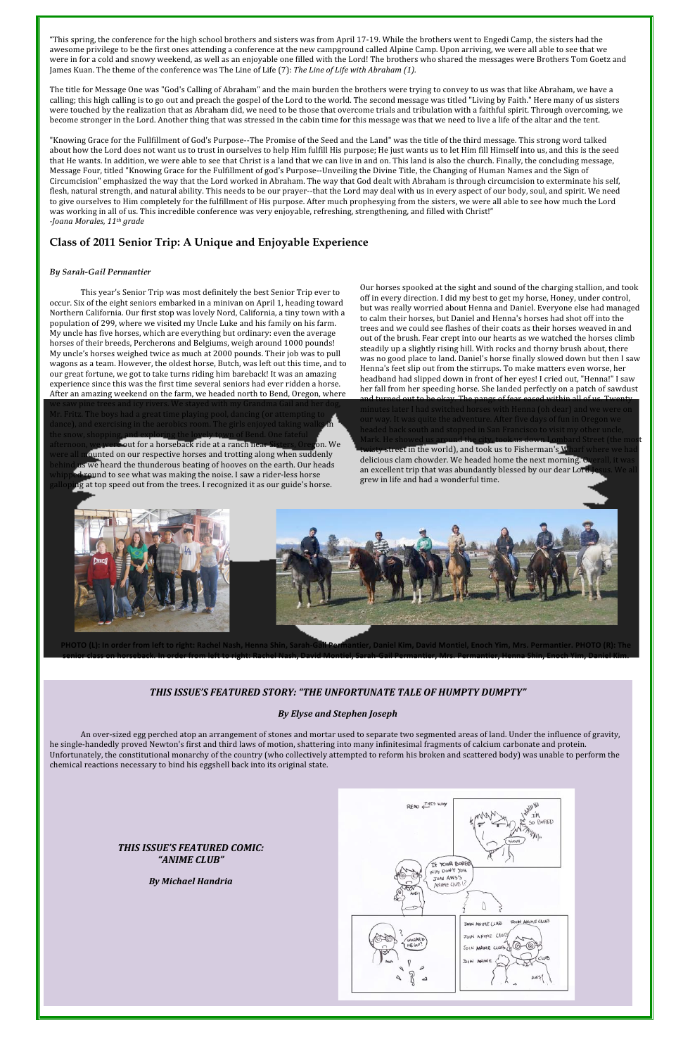"This spring, the conference for the high school brothers and sisters was from April 17-19. While the brothers went to Engedi Camp, the sisters had the awesome privilege to be the first ones attending a conference at the new campground called Alpine Camp. Upon arriving, we were all able to see that we were in for a cold and snowy weekend, as well as an enjoyable one filled with the Lord! The brothers who shared the messages were Brothers Tom Goetz and James Kuan. The theme of the conference was The Line of Life (7): *The Line of Life with Abraham (1).*

The title for Message One was "God's Calling of Abraham" and the main burden the brothers were trying to convey to us was that like Abraham, we have a calling; this high calling is to go out and preach the gospel of the Lord to the world. The second message was titled "Living by Faith." Here many of us sisters were touched by the realization that as Abraham did, we need to be those that overcome trials and tribulation with a faithful spirit. Through overcoming, we become stronger in the Lord. Another thing that was stressed in the cabin time for this message was that we need to live a life of the altar and the tent.

"Knowing Grace for the Fullfillment of God's Purpose--The Promise of the Seed and the Land" was the title of the third message. This strong word talked about how the Lord does not want us to trust in ourselves to help Him fulfill His purpose; He just wants us to let Him fill Himself into us, and this is the seed that He wants. In addition, we were able to see that Christ is a land that we can live in and on. This land is also the church. Finally, the concluding message, Message Four, titled "Knowing Grace for the Fulfillment of god's Purpose--Unveiling the Divine Title, the Changing of Human Names and the Sign of Circumcision" emphasized the way that the Lord worked in Abraham. The way that God dealt with Abraham is through circumcision to exterminate his self, flesh, natural strength, and natural ability. This needs to be our prayer--that the Lord may deal with us in every aspect of our body, soul, and spirit. We need to give ourselves to Him completely for the fulfillment of His purpose. After much prophesying from the sisters, we were all able to see how much the Lord was working in all of us. This incredible conference was very enjoyable, refreshing, strengthening, and filled with Christ!"
*-Joana Morales, 11th grade*

## Class of 2011 Senior Trip: A Unique and Enjoyable Experience

***By Sarah-Gail Permantier***

This year's Senior Trip was most definitely the best Senior Trip ever to occur. Six of the eight seniors embarked in a minivan on April 1, heading toward Northern California. Our first stop was lovely Nord, California, a tiny town with a population of 299, where we visited my Uncle Luke and his family on his farm. My uncle has five horses, which are everything but ordinary: even the average horses of their breeds, Percherons and Belgiums, weigh around 1000 pounds! My uncle's horses weighed twice as much at 2000 pounds. Their job was to pull wagons as a team. However, the oldest horse, Butch, was left out this time, and to our great fortune, we got to take turns riding him bareback! It was an amazing experience since this was the first time several seniors had ever ridden a horse. After an amazing weekend on the farm, we headed north to Bend, Oregon, where we saw pine trees and icy rivers. We stayed with my Grandma Gail and her dog, Mr. Fritz. The boys had a great time playing pool, dancing (or attempting to dance), and exercising in the aerobics room. The girls enjoyed taking walks in the snow, shopping, and exploring the lovely town of Bend. One fateful afternoon, we were out for a horseback ride at a ranch near Sisters, Oregon. We were all mounted on our respective horses and trotting along when suddenly behind us we heard the thunderous beating of hooves on the earth. Our heads whipped round to see what was making the noise. I saw a rider-less horse galloping at top speed out from the trees. I recognized it as our guide's horse. Our horses spooked at the sight and sound of the charging stallion, and took off in every direction. I did my best to get my horse, Honey, under control, but was really worried about Henna and Daniel. Everyone else had managed to calm their horses, but Daniel and Henna's horses had shot off into the trees and we could see flashes of their coats as their horses weaved in and out of the brush. Fear crept into our hearts as we watched the horses climb steadily up a slightly rising hill. With rocks and thorny brush about, there was no good place to land. Daniel's horse finally slowed down but then I saw Henna's feet slip out from the stirrups. To make matters even worse, her headband had slipped down in front of her eyes! I cried out, "Henna!" I saw her fall from her speeding horse. She landed perfectly on a patch of sawdust and turned out to be okay. The pangs of fear eased within all of us. Twenty minutes later I had switched horses with Henna (oh dear) and we were on our way. It was quite the adventure. After five days of fun in Oregon we headed back south and stopped in San Francisco to visit my other uncle, Mark. He showed us around the city, took us down Lombard Street (the most twisty street in the world), and took us to Fisherman's Wharf where we had delicious clam chowder. We headed home the next morning. Overall, it was an excellent trip that was abundantly blessed by our dear Lord Jesus. We all grew in life and had a wonderful time.

**PHOTO (L): In order from left to right: Rachel Nash, Henna Shin, Sarah-Gail Permantier, Daniel Kim, David Montiel, Enoch Yim, Mrs. Permantier. PHOTO (R): The senior class on horseback. In order from left to right: Rachel Nash, David Montiel, Sarah-Gail Permantier, Mrs. Permantier, Henna Shin, Enoch Yim, Daniel Kim.**

### *THIS ISSUE'S FEATURED STORY: "THE UNFORTUNATE TALE OF HUMPTY DUMPTY"*

***By Elyse and Stephen Joseph***

An over-sized egg perched atop an arrangement of stones and mortar used to separate two segmented areas of land. Under the influence of gravity, he single-handedly proved Newton's first and third laws of motion, shattering into many infinitesimal fragments of calcium carbonate and protein. Unfortunately, the constitutional monarchy of the country (who collectively attempted to reform his broken and scattered body) was unable to perform the chemical reactions necessary to bind his eggshell back into its original state.

### *THIS ISSUE'S FEATURED COMIC: "ANIME CLUB"*

***By Michael Handria***